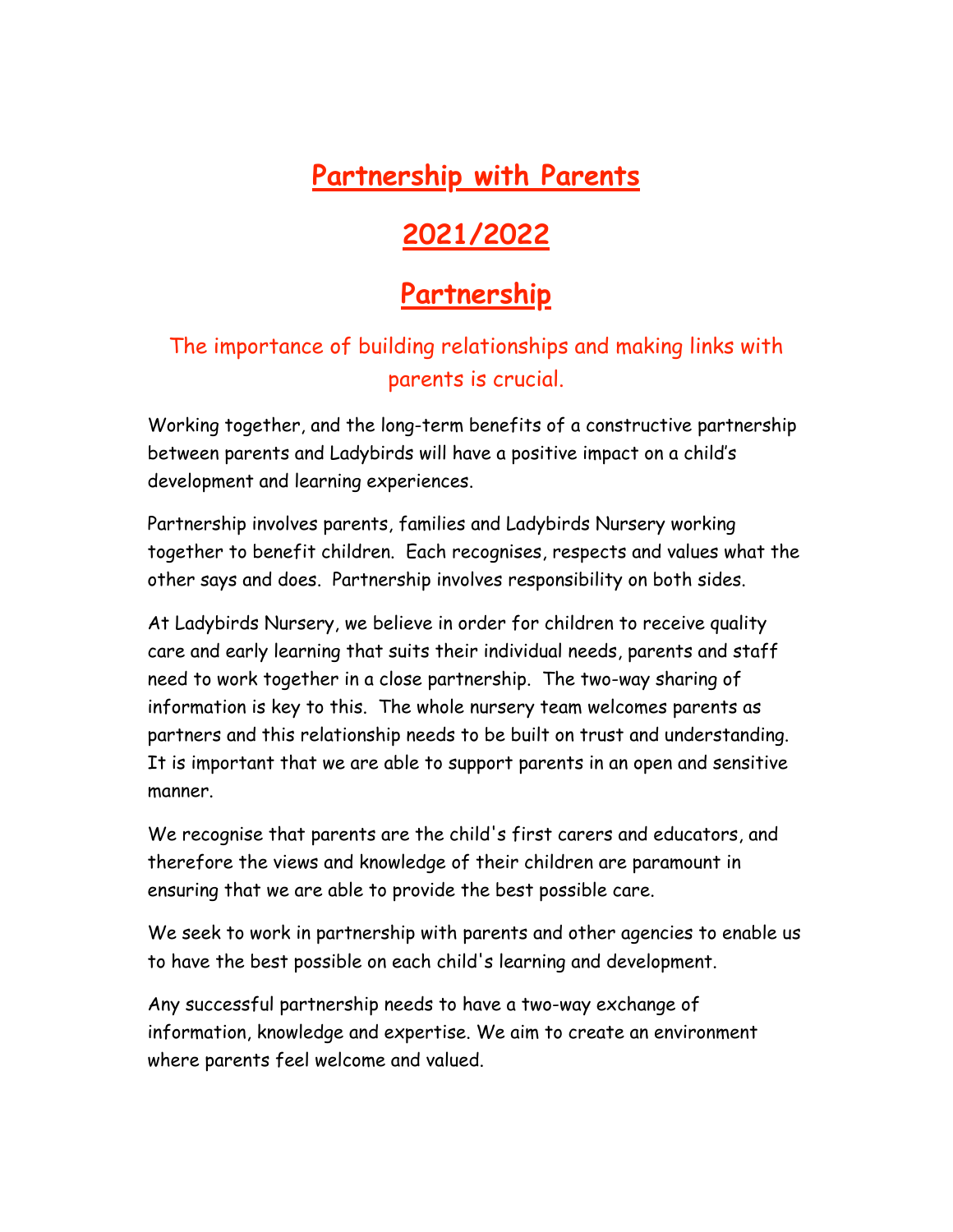# Partnership with Parents

# 2021/2022

## Partnership

The importance of building relationships and making links with parents is crucial.

Working together, and the long-term benefits of a constructive partnership between parents and Ladybirds will have a positive impact on a child's development and learning experiences.

Partnership involves parents, families and Ladybirds Nursery working together to benefit children. Each recognises, respects and values what the other says and does. Partnership involves responsibility on both sides.

At Ladybirds Nursery, we believe in order for children to receive quality care and early learning that suits their individual needs, parents and staff need to work together in a close partnership. The two-way sharing of information is key to this. The whole nursery team welcomes parents as partners and this relationship needs to be built on trust and understanding. It is important that we are able to support parents in an open and sensitive manner.

We recognise that parents are the child's first carers and educators, and therefore the views and knowledge of their children are paramount in ensuring that we are able to provide the best possible care.

We seek to work in partnership with parents and other agencies to enable us to have the best possible on each child's learning and development.

Any successful partnership needs to have a two-way exchange of information, knowledge and expertise. We aim to create an environment where parents feel welcome and valued.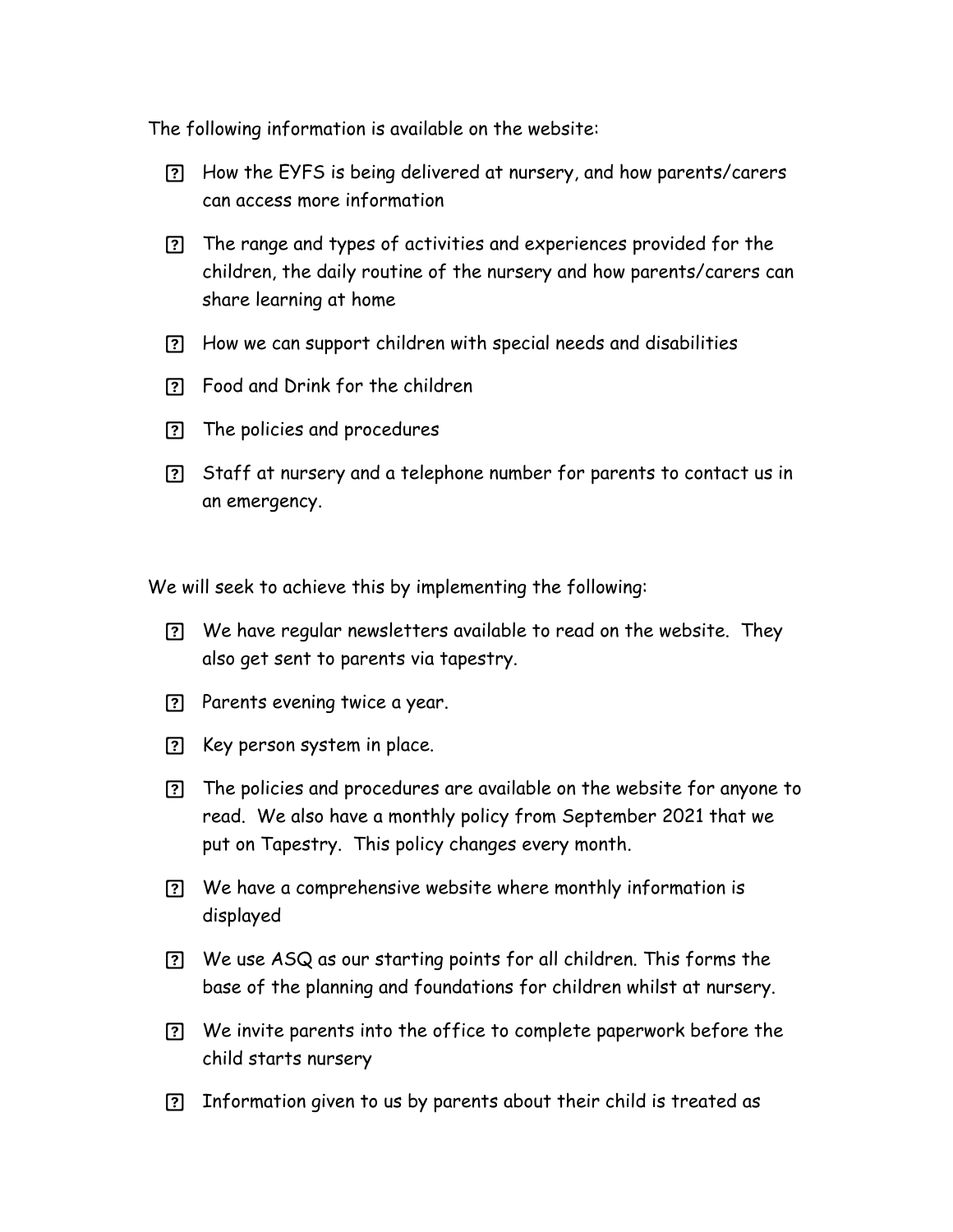The following information is available on the website:

- How the EYFS is being delivered at nursery, and how parents/carers can access more information
- The range and types of activities and experiences provided for the children, the daily routine of the nursery and how parents/carers can share learning at home
- How we can support children with special needs and disabilities
- Food and Drink for the children
- The policies and procedures
- Staff at nursery and a telephone number for parents to contact us in an emergency.

We will seek to achieve this by implementing the following:

- We have regular newsletters available to read on the website. They also get sent to parents via tapestry.
- Parents evening twice a year.
- Key person system in place.
- The policies and procedures are available on the website for anyone to read. We also have a monthly policy from September 2021 that we put on Tapestry. This policy changes every month.
- We have a comprehensive website where monthly information is displayed
- We use ASQ as our starting points for all children. This forms the base of the planning and foundations for children whilst at nursery.
- We invite parents into the office to complete paperwork before the child starts nursery
- Information given to us by parents about their child is treated as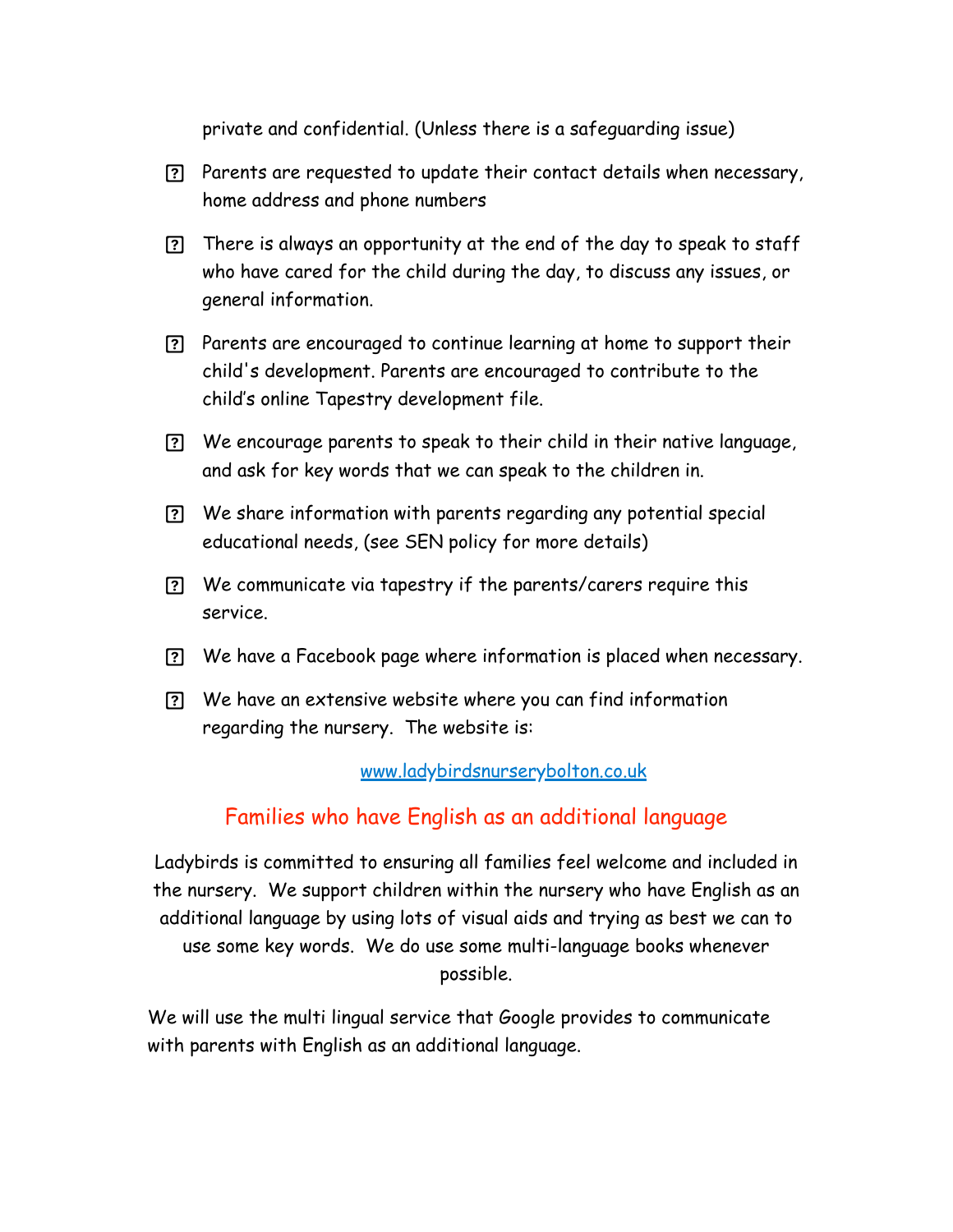private and confidential. (Unless there is a safeguarding issue)

- Parents are requested to update their contact details when necessary, home address and phone numbers
- There is always an opportunity at the end of the day to speak to staff who have cared for the child during the day, to discuss any issues, or general information.
- Parents are encouraged to continue learning at home to support their child's development. Parents are encouraged to contribute to the child's online Tapestry development file.
- We encourage parents to speak to their child in their native language, and ask for key words that we can speak to the children in.
- We share information with parents regarding any potential special educational needs, (see SEN policy for more details)
- We communicate via tapestry if the parents/carers require this service.
- We have a Facebook page where information is placed when necessary.
- We have an extensive website where you can find information regarding the nursery. The website is:

[www.ladybirdsnurserybolton.co.uk](http://www.ladybirdsnurserybolton.co.uk)

## Families who have English as an additional language

Ladybirds is committed to ensuring all families feel welcome and included in the nursery. We support children within the nursery who have English as an additional language by using lots of visual aids and trying as best we can to use some key words. We do use some multi-language books whenever possible.

We will use the multi lingual service that Google provides to communicate with parents with English as an additional language.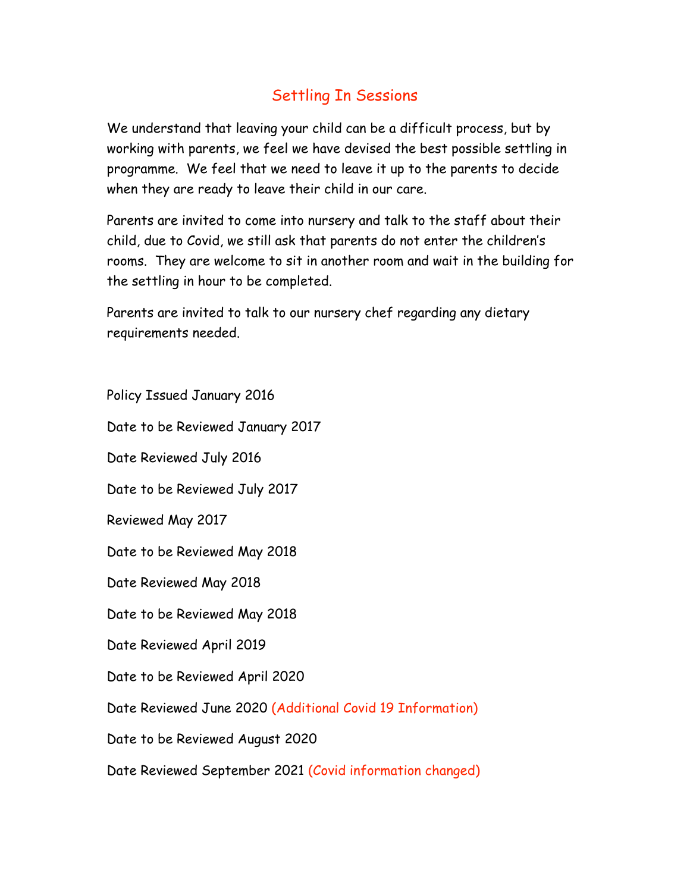# Settling In Sessions

We understand that leaving your child can be a difficult process, but by working with parents, we feel we have devised the best possible settling in programme. We feel that we need to leave it up to the parents to decide when they are ready to leave their child in our care.

Parents are invited to come into nursery and talk to the staff about their child, due to Covid, we still ask that parents do not enter the children's rooms. They are welcome to sit in another room and wait in the building for the settling in hour to be completed.

Parents are invited to talk to our nursery chef regarding any dietary requirements needed.

Policy Issued January 2016

Date to be Reviewed January 2017

Date Reviewed July 2016

Date to be Reviewed July 2017

Reviewed May 2017

Date to be Reviewed May 2018

Date Reviewed May 2018

Date to be Reviewed May 2018

Date Reviewed April 2019

Date to be Reviewed April 2020

Date Reviewed June 2020 (Additional Covid 19 Information)

Date to be Reviewed August 2020

Date Reviewed September 2021 (Covid information changed)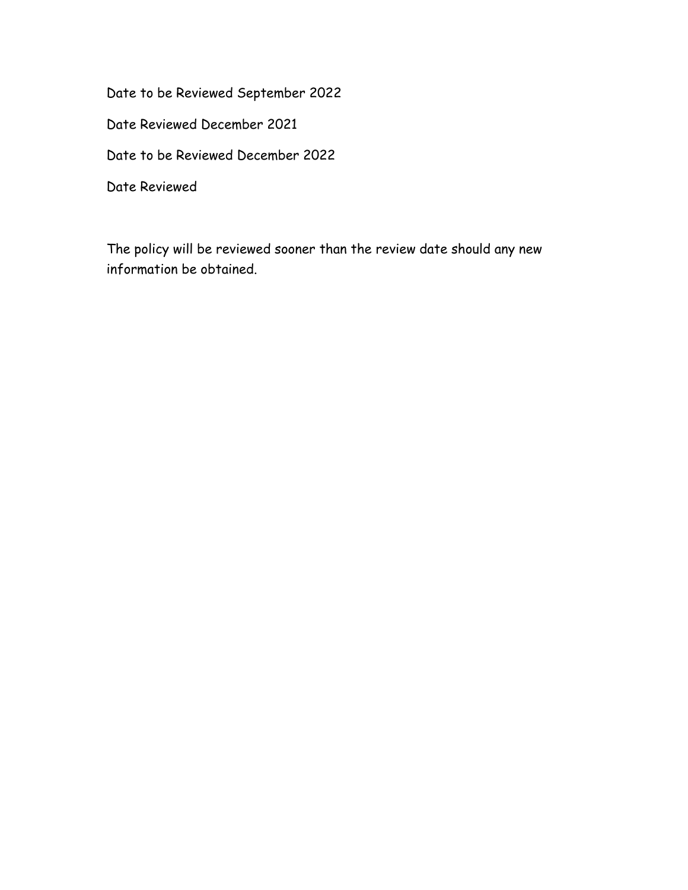Date to be Reviewed September 2022

Date Reviewed December 2021

Date to be Reviewed December 2022

Date Reviewed

The policy will be reviewed sooner than the review date should any new information be obtained.